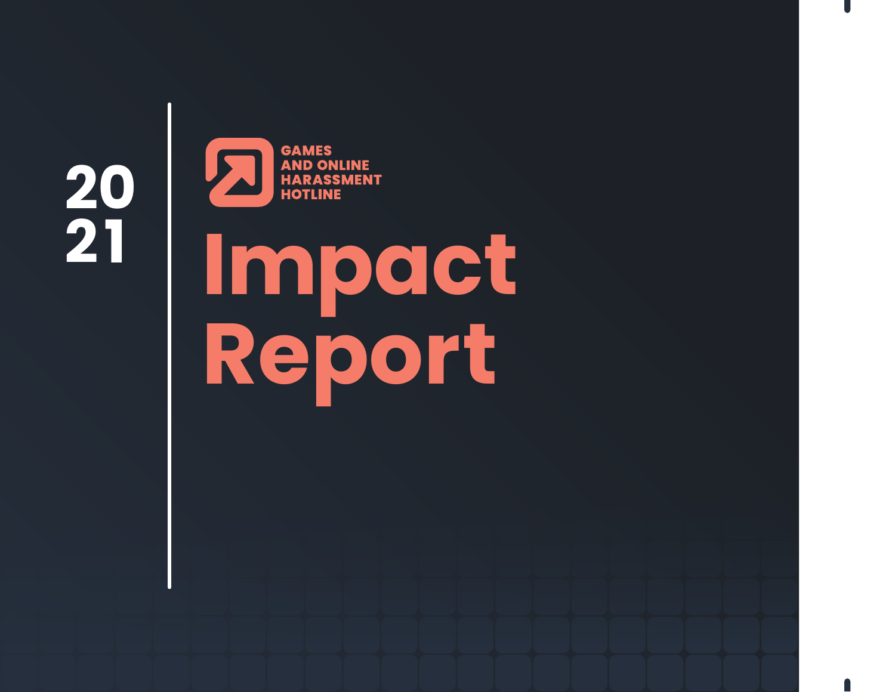2021

GAMES AND ONLINE HARASSMENT HOTLINE

# Impact Report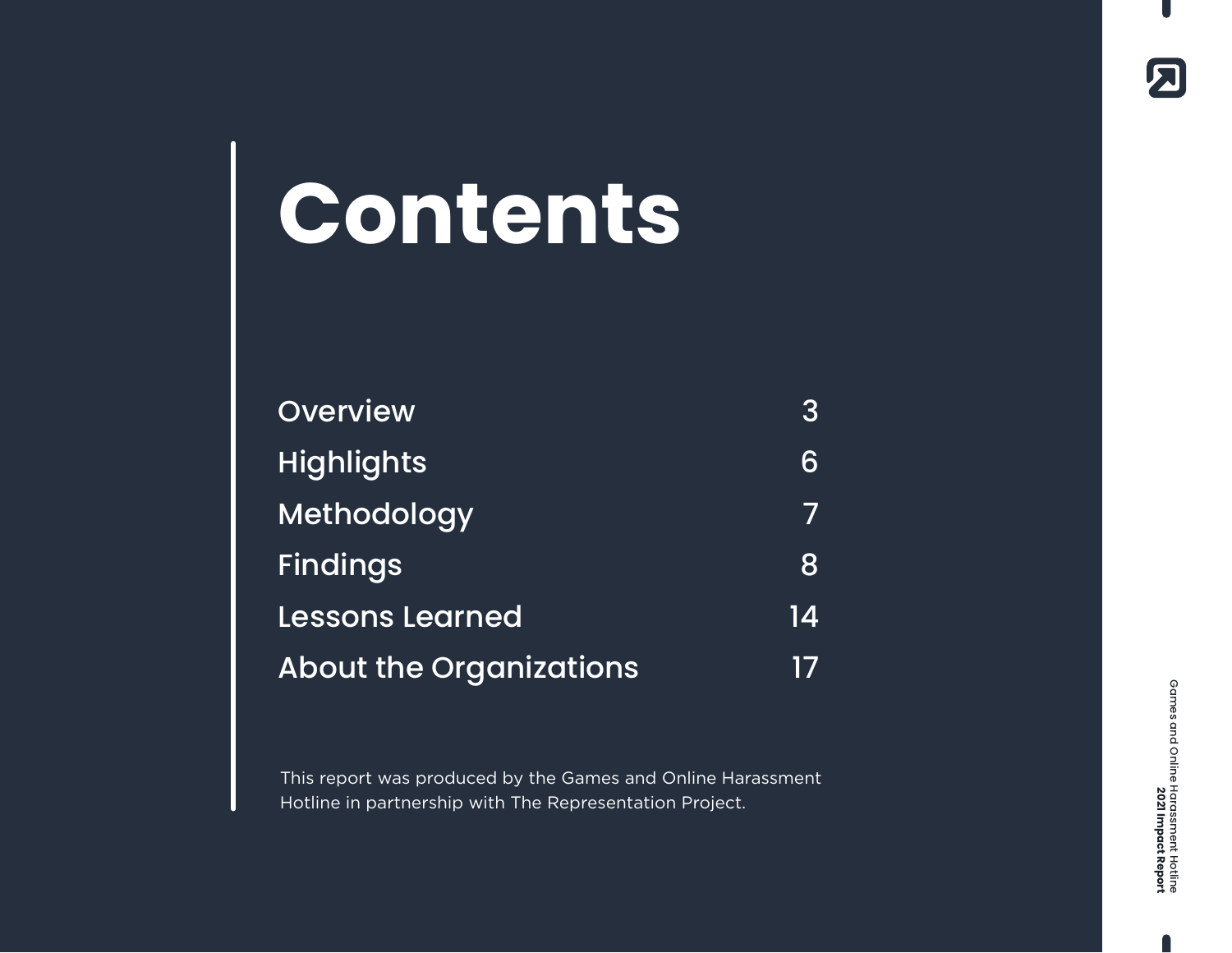# Contents

| | |
|---|---|
| Overview | 3 |
| Highlights | 6 |
| Methodology | 7 |
| Findings | 8 |
| Lessons Learned | 14 |
| About the Organizations | 17 |

This report was produced by the Games and Online Harassment Hotline in partnership with The Representation Project.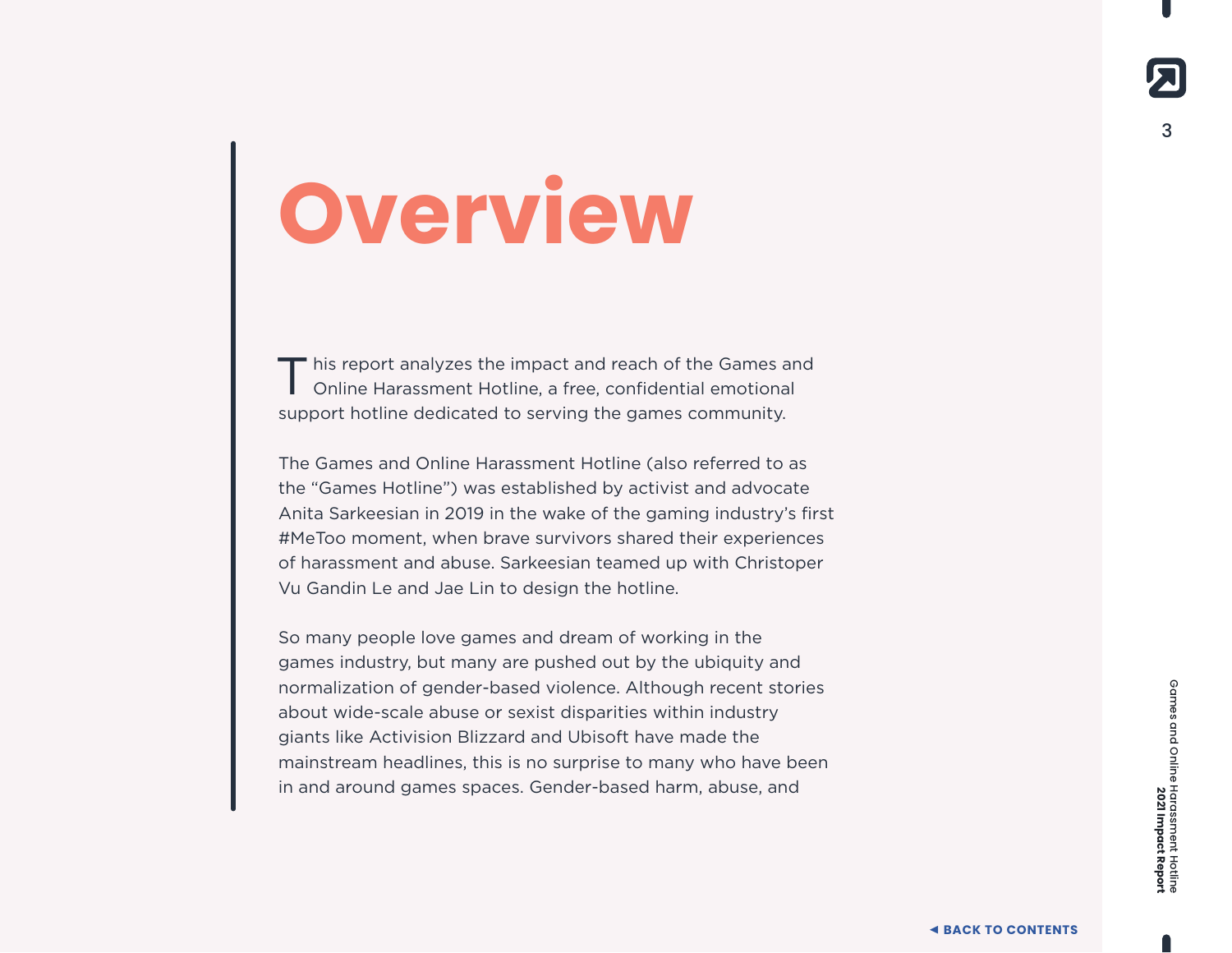# Overview

This report analyzes the impact and reach of the Games and Online Harassment Hotline, a free, confidential emotional support hotline dedicated to serving the games community.

The Games and Online Harassment Hotline (also referred to as the "Games Hotline") was established by activist and advocate Anita Sarkeesian in 2019 in the wake of the gaming industry's first #MeToo moment, when brave survivors shared their experiences of harassment and abuse. Sarkeesian teamed up with Christoper Vu Gandin Le and Jae Lin to design the hotline.

So many people love games and dream of working in the games industry, but many are pushed out by the ubiquity and normalization of gender-based violence. Although recent stories about wide-scale abuse or sexist disparities within industry giants like Activision Blizzard and Ubisoft have made the mainstream headlines, this is no surprise to many who have been in and around games spaces. Gender-based harm, abuse, and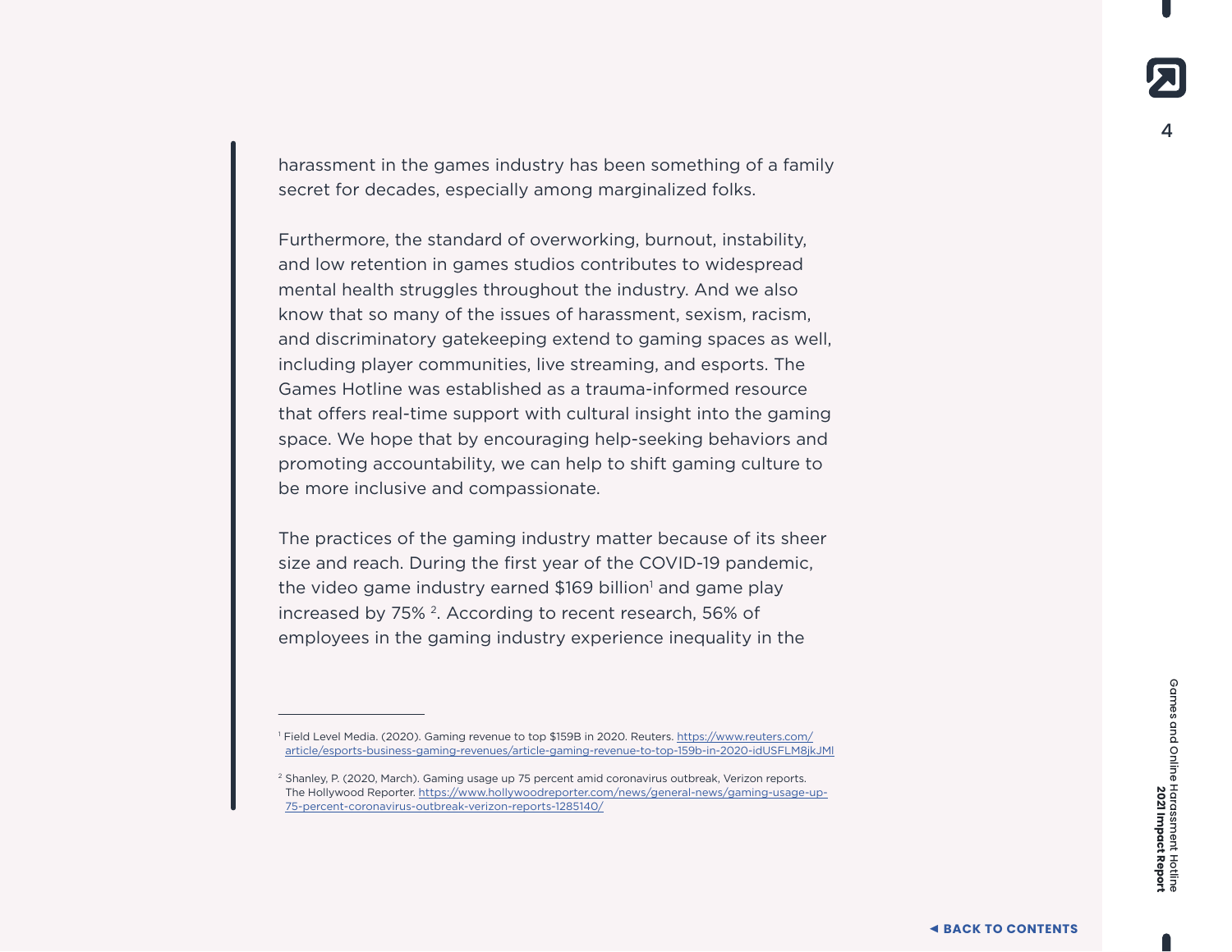harassment in the games industry has been something of a family secret for decades, especially among marginalized folks.

Furthermore, the standard of overworking, burnout, instability, and low retention in games studios contributes to widespread mental health struggles throughout the industry. And we also know that so many of the issues of harassment, sexism, racism, and discriminatory gatekeeping extend to gaming spaces as well, including player communities, live streaming, and esports. The Games Hotline was established as a trauma-informed resource that offers real-time support with cultural insight into the gaming space. We hope that by encouraging help-seeking behaviors and promoting accountability, we can help to shift gaming culture to be more inclusive and compassionate.

The practices of the gaming industry matter because of its sheer size and reach. During the first year of the COVID-19 pandemic, the video game industry earned $169 billion[1] and game play increased by 75% [2]. According to recent research, 56% of employees in the gaming industry experience inequality in the

---

[1] Field Level Media. (2020). Gaming revenue to top $159B in 2020. Reuters. https://www.reuters.com/article/esports-business-gaming-revenues/article-gaming-revenue-to-top-159b-in-2020-idUSFLM8jkJMl

[2] Shanley, P. (2020, March). Gaming usage up 75 percent amid coronavirus outbreak, Verizon reports. The Hollywood Reporter. https://www.hollywoodreporter.com/news/general-news/gaming-usage-up-75-percent-coronavirus-outbreak-verizon-reports-1285140/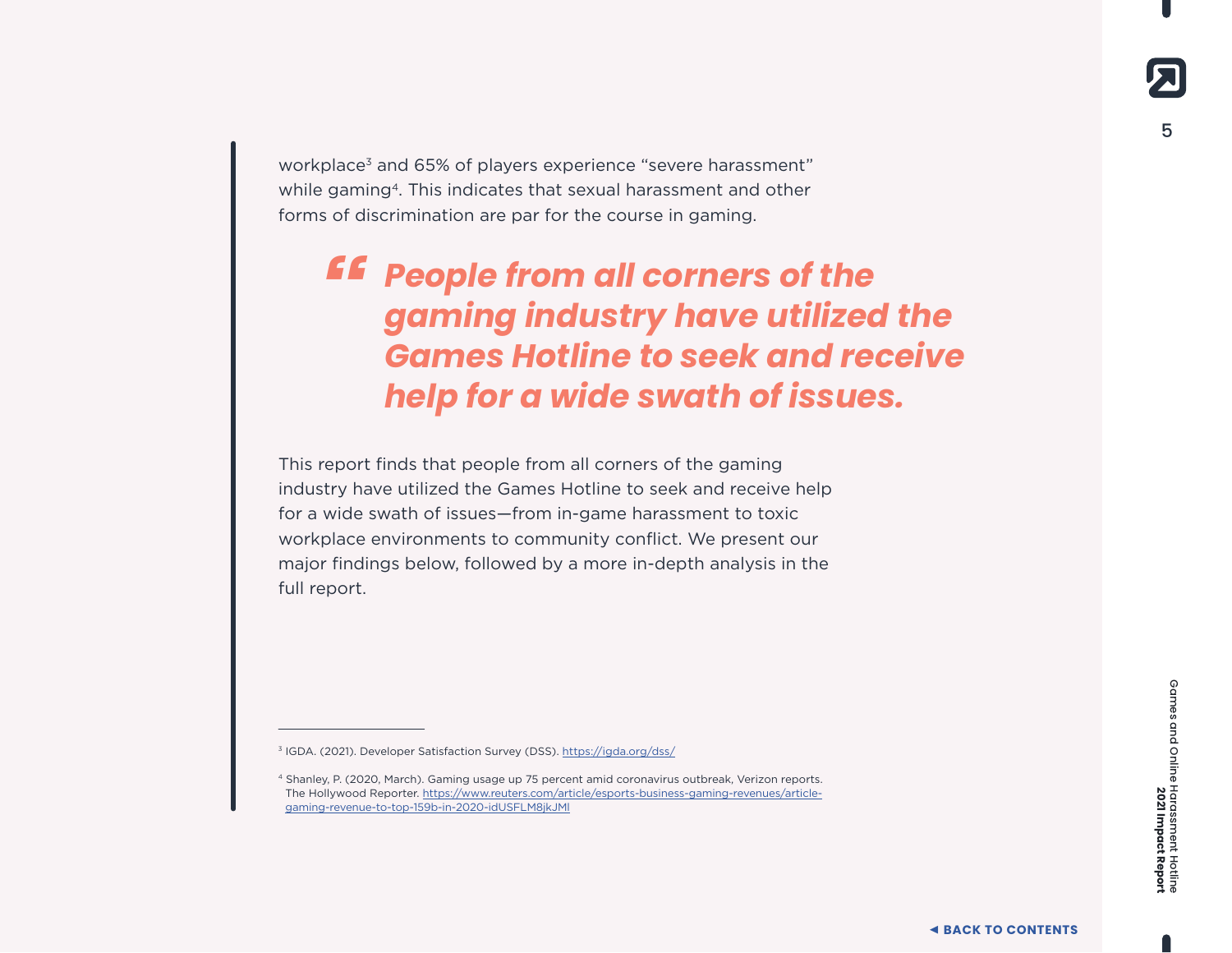workplace[3] and 65% of players experience “severe harassment” while gaming[4]. This indicates that sexual harassment and other forms of discrimination are par for the course in gaming.

> ***“People from all corners of the gaming industry have utilized the Games Hotline to seek and receive help for a wide swath of issues.***

This report finds that people from all corners of the gaming industry have utilized the Games Hotline to seek and receive help for a wide swath of issues—from in-game harassment to toxic workplace environments to community conflict. We present our major findings below, followed by a more in-depth analysis in the full report.

---

[3] IGDA. (2021). Developer Satisfaction Survey (DSS). https://igda.org/dss/

[4] Shanley, P. (2020, March). Gaming usage up 75 percent amid coronavirus outbreak, Verizon reports. The Hollywood Reporter. https://www.reuters.com/article/esports-business-gaming-revenues/article-gaming-revenue-to-top-159b-in-2020-idUSFLM8jkJMl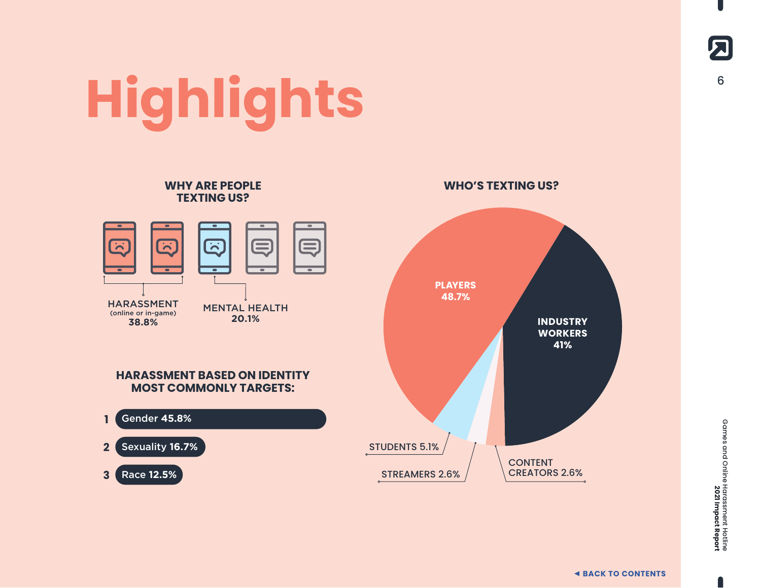# Highlights

## WHY ARE PEOPLE TEXTING US?

HARASSMENT
(online or in-game)
**38.8%**

MENTAL HEALTH
**20.1%**

## HARASSMENT BASED ON IDENTITY MOST COMMONLY TARGETS:

1. Gender **45.8%**
2. Sexuality **16.7%**
3. Race **12.5%**

## WHO'S TEXTING US?

- **PLAYERS 48.7%**
- **INDUSTRY WORKERS 41%**
- STUDENTS 5.1%
- STREAMERS 2.6%
- CONTENT CREATORS 2.6%

◀ BACK TO CONTENTS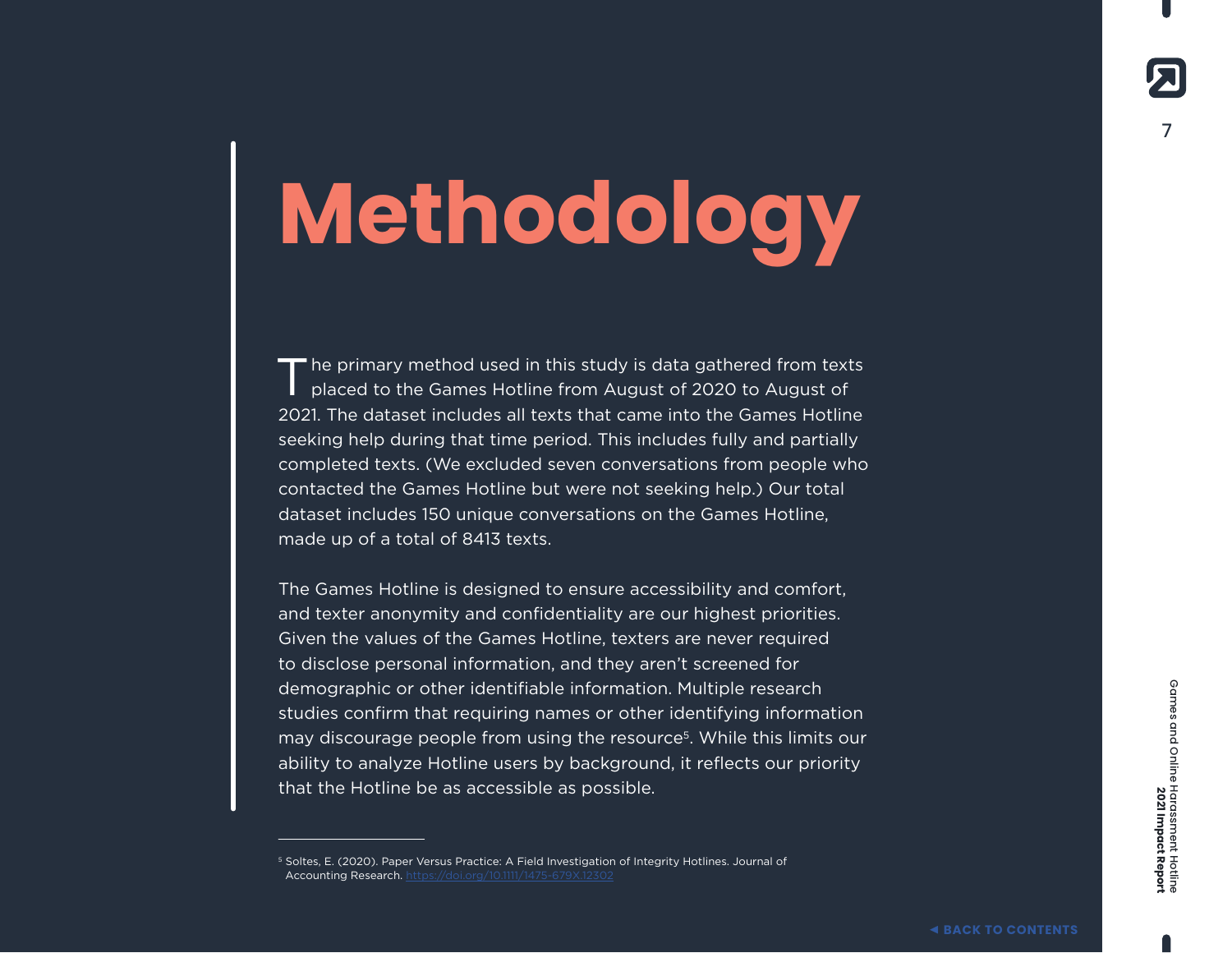# Methodology

The primary method used in this study is data gathered from texts placed to the Games Hotline from August of 2020 to August of 2021. The dataset includes all texts that came into the Games Hotline seeking help during that time period. This includes fully and partially completed texts. (We excluded seven conversations from people who contacted the Games Hotline but were not seeking help.) Our total dataset includes 150 unique conversations on the Games Hotline, made up of a total of 8413 texts.

The Games Hotline is designed to ensure accessibility and comfort, and texter anonymity and confidentiality are our highest priorities. Given the values of the Games Hotline, texters are never required to disclose personal information, and they aren't screened for demographic or other identifiable information. Multiple research studies confirm that requiring names or other identifying information may discourage people from using the resource[5]. While this limits our ability to analyze Hotline users by background, it reflects our priority that the Hotline be as accessible as possible.

---

[5] Soltes, E. (2020). Paper Versus Practice: A Field Investigation of Integrity Hotlines. Journal of Accounting Research. https://doi.org/10.1111/1475-679X.12302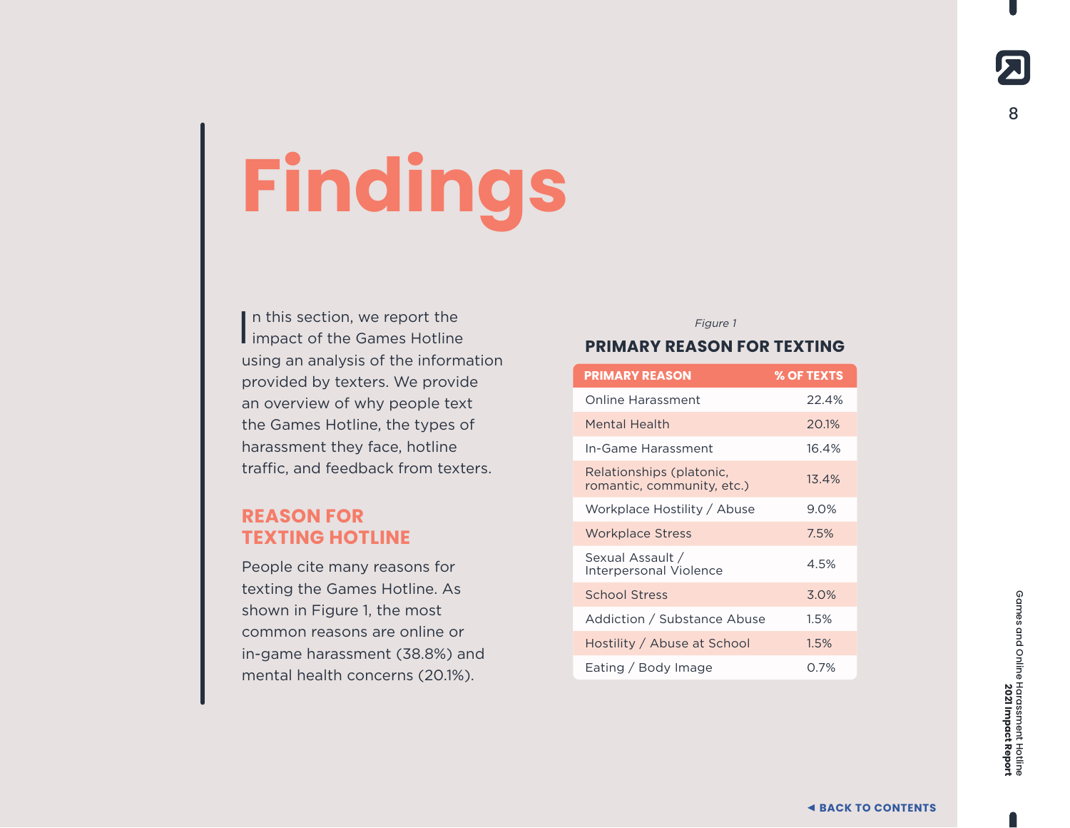# Findings

In this section, we report the impact of the Games Hotline using an analysis of the information provided by texters. We provide an overview of why people text the Games Hotline, the types of harassment they face, hotline traffic, and feedback from texters.

## REASON FOR TEXTING HOTLINE

People cite many reasons for texting the Games Hotline. As shown in Figure 1, the most common reasons are online or in-game harassment (38.8%) and mental health concerns (20.1%).

*Figure 1*

**PRIMARY REASON FOR TEXTING**

| PRIMARY REASON | % OF TEXTS |
|---|---|
| Online Harassment | 22.4% |
| Mental Health | 20.1% |
| In-Game Harassment | 16.4% |
| Relationships (platonic, romantic, community, etc.) | 13.4% |
| Workplace Hostility / Abuse | 9.0% |
| Workplace Stress | 7.5% |
| Sexual Assault / Interpersonal Violence | 4.5% |
| School Stress | 3.0% |
| Addiction / Substance Abuse | 1.5% |
| Hostility / Abuse at School | 1.5% |
| Eating / Body Image | 0.7% |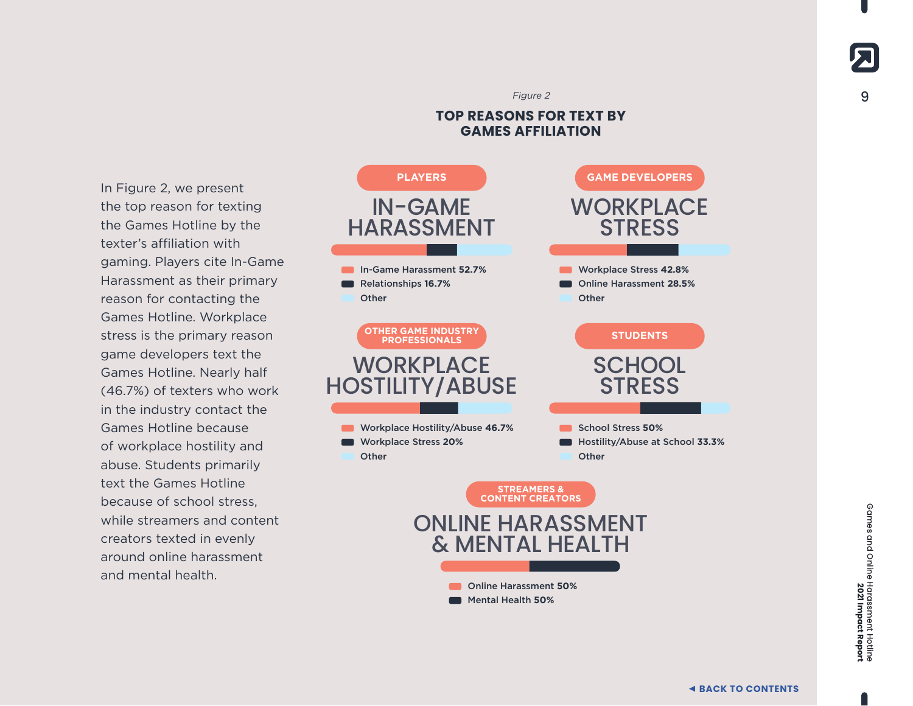In Figure 2, we present the top reason for texting the Games Hotline by the texter's affiliation with gaming. Players cite In-Game Harassment as their primary reason for contacting the Games Hotline. Workplace stress is the primary reason game developers text the Games Hotline. Nearly half (46.7%) of texters who work in the industry contact the Games Hotline because of workplace hostility and abuse. Students primarily text the Games Hotline because of school stress, while streamers and content creators texted in evenly around online harassment and mental health.

*Figure 2*

## TOP REASONS FOR TEXT BY GAMES AFFILIATION

### PLAYERS

**IN-GAME HARASSMENT**

- In-Game Harassment **52.7%**
- Relationships **16.7%**
- Other

### GAME DEVELOPERS

**WORKPLACE STRESS**

- Workplace Stress **42.8%**
- Online Harassment **28.5%**
- Other

### OTHER GAME INDUSTRY PROFESSIONALS

**WORKPLACE HOSTILITY/ABUSE**

- Workplace Hostility/Abuse **46.7%**
- Workplace Stress **20%**
- Other

### STUDENTS

**SCHOOL STRESS**

- School Stress **50%**
- Hostility/Abuse at School **33.3%**
- Other

### STREAMERS & CONTENT CREATORS

**ONLINE HARASSMENT & MENTAL HEALTH**

- Online Harassment **50%**
- Mental Health **50%**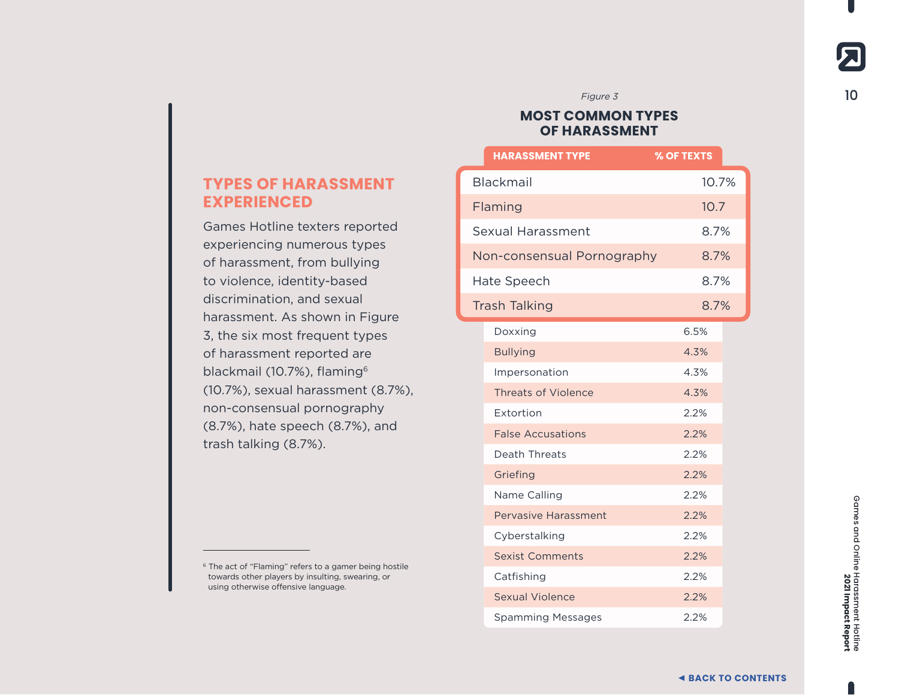## TYPES OF HARASSMENT EXPERIENCED

Games Hotline texters reported experiencing numerous types of harassment, from bullying to violence, identity-based discrimination, and sexual harassment. As shown in Figure 3, the six most frequent types of harassment reported are blackmail (10.7%), flaming[6] (10.7%), sexual harassment (8.7%), non-consensual pornography (8.7%), hate speech (8.7%), and trash talking (8.7%).

*Figure 3*

**MOST COMMON TYPES OF HARASSMENT**

| HARASSMENT TYPE | % OF TEXTS |
|---|---|
| Blackmail | 10.7% |
| Flaming | 10.7 |
| Sexual Harassment | 8.7% |
| Non-consensual Pornography | 8.7% |
| Hate Speech | 8.7% |
| Trash Talking | 8.7% |
| Doxxing | 6.5% |
| Bullying | 4.3% |
| Impersonation | 4.3% |
| Threats of Violence | 4.3% |
| Extortion | 2.2% |
| False Accusations | 2.2% |
| Death Threats | 2.2% |
| Griefing | 2.2% |
| Name Calling | 2.2% |
| Pervasive Harassment | 2.2% |
| Cyberstalking | 2.2% |
| Sexist Comments | 2.2% |
| Catfishing | 2.2% |
| Sexual Violence | 2.2% |
| Spamming Messages | 2.2% |

[6] The act of "Flaming" refers to a gamer being hostile towards other players by insulting, swearing, or using otherwise offensive language.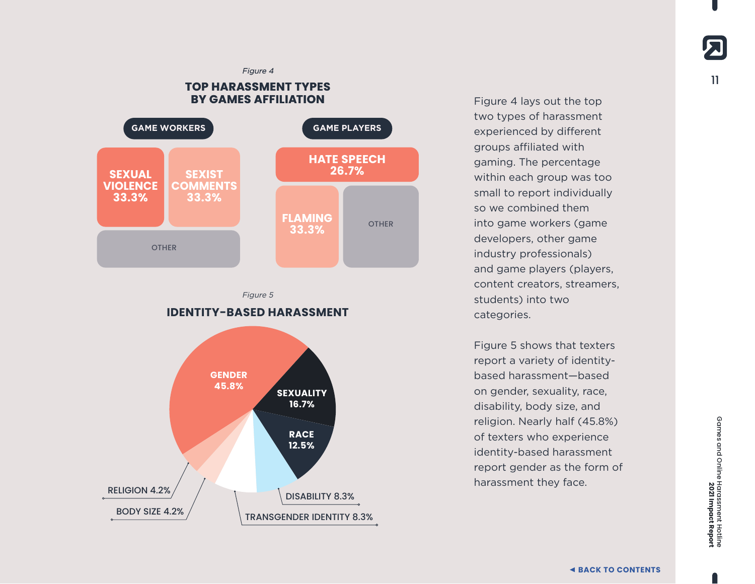*Figure 4*

### TOP HARASSMENT TYPES BY GAMES AFFILIATION

**GAME WORKERS**

- SEXUAL VIOLENCE 33.3%
- SEXIST COMMENTS 33.3%
- OTHER

**GAME PLAYERS**

- HATE SPEECH 26.7%
- FLAMING 33.3%
- OTHER

*Figure 5*

### IDENTITY-BASED HARASSMENT

- GENDER 45.8%
- SEXUALITY 16.7%
- RACE 12.5%
- DISABILITY 8.3%
- TRANSGENDER IDENTITY 8.3%
- BODY SIZE 4.2%
- RELIGION 4.2%

Figure 4 lays out the top two types of harassment experienced by different groups affiliated with gaming. The percentage within each group was too small to report individually so we combined them into game workers (game developers, other game industry professionals) and game players (players, content creators, streamers, students) into two categories.

Figure 5 shows that texters report a variety of identity-based harassment—based on gender, sexuality, race, disability, body size, and religion. Nearly half (45.8%) of texters who experience identity-based harassment report gender as the form of harassment they face.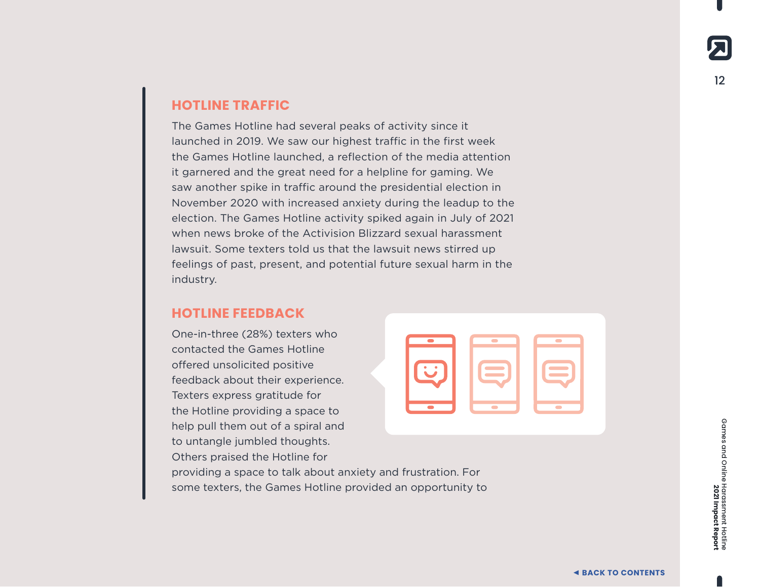## HOTLINE TRAFFIC

The Games Hotline had several peaks of activity since it launched in 2019. We saw our highest traffic in the first week the Games Hotline launched, a reflection of the media attention it garnered and the great need for a helpline for gaming. We saw another spike in traffic around the presidential election in November 2020 with increased anxiety during the leadup to the election. The Games Hotline activity spiked again in July of 2021 when news broke of the Activision Blizzard sexual harassment lawsuit. Some texters told us that the lawsuit news stirred up feelings of past, present, and potential future sexual harm in the industry.

## HOTLINE FEEDBACK

One-in-three (28%) texters who contacted the Games Hotline offered unsolicited positive feedback about their experience. Texters express gratitude for the Hotline providing a space to help pull them out of a spiral and to untangle jumbled thoughts. Others praised the Hotline for providing a space to talk about anxiety and frustration. For some texters, the Games Hotline provided an opportunity to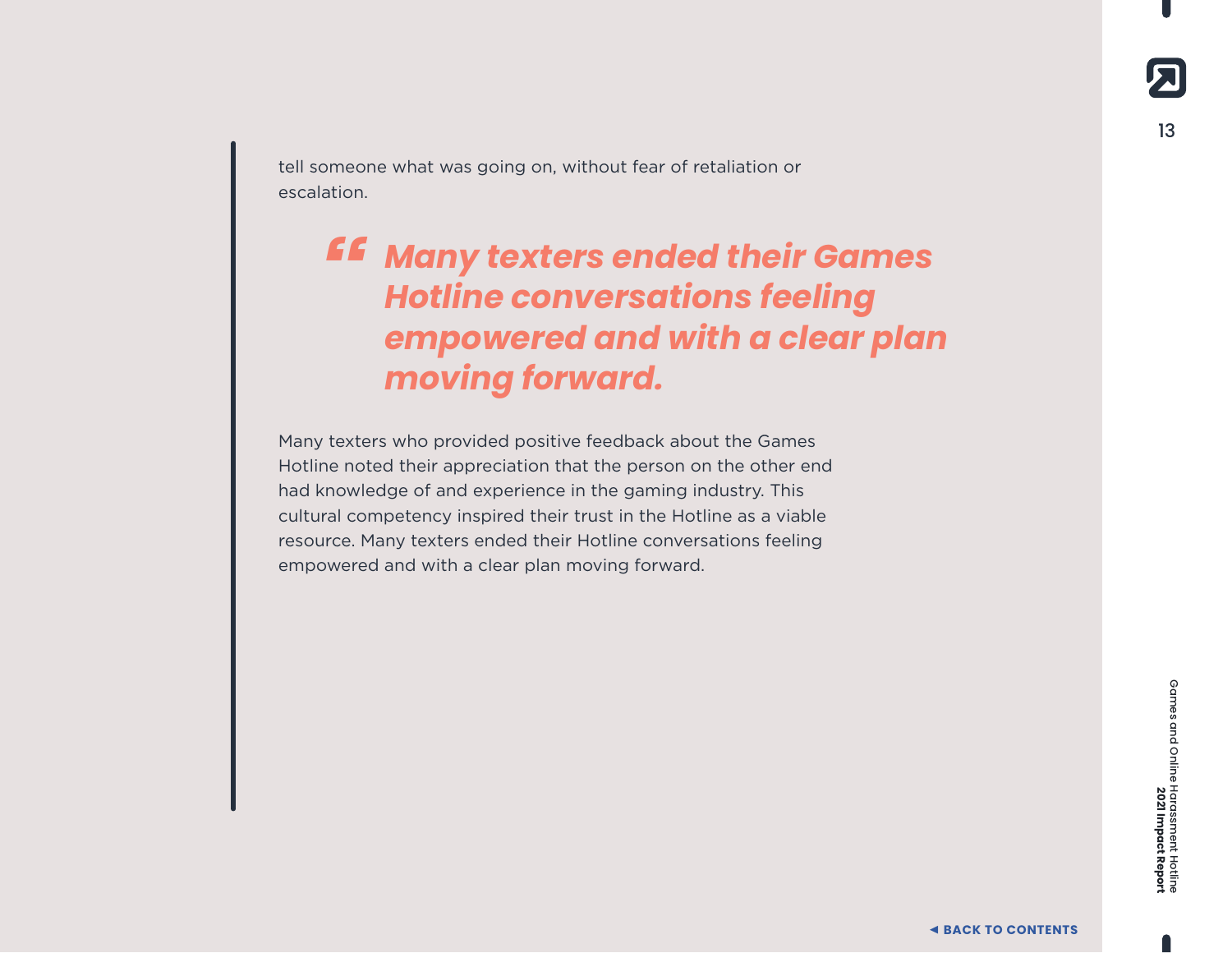tell someone what was going on, without fear of retaliation or escalation.

> ***"Many texters ended their Games Hotline conversations feeling empowered and with a clear plan moving forward.***

Many texters who provided positive feedback about the Games Hotline noted their appreciation that the person on the other end had knowledge of and experience in the gaming industry. This cultural competency inspired their trust in the Hotline as a viable resource. Many texters ended their Hotline conversations feeling empowered and with a clear plan moving forward.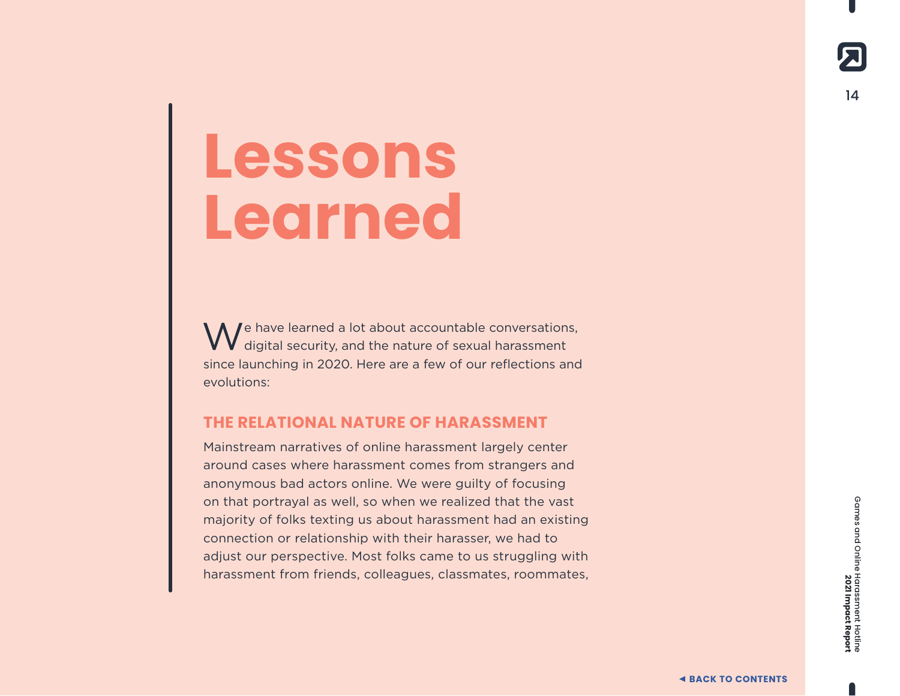# Lessons Learned

We have learned a lot about accountable conversations, digital security, and the nature of sexual harassment since launching in 2020. Here are a few of our reflections and evolutions:

## THE RELATIONAL NATURE OF HARASSMENT

Mainstream narratives of online harassment largely center around cases where harassment comes from strangers and anonymous bad actors online. We were guilty of focusing on that portrayal as well, so when we realized that the vast majority of folks texting us about harassment had an existing connection or relationship with their harasser, we had to adjust our perspective. Most folks came to us struggling with harassment from friends, colleagues, classmates, roommates,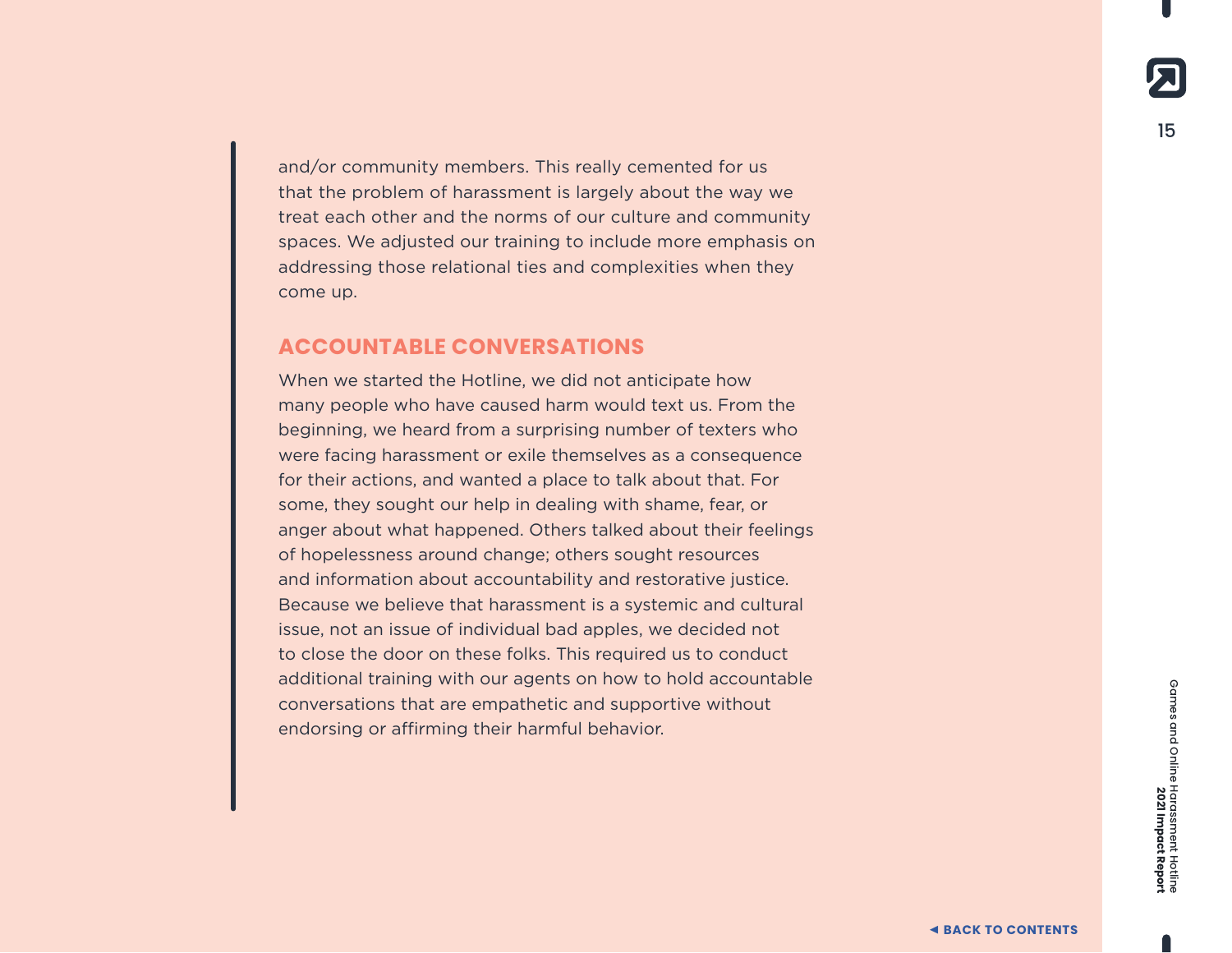and/or community members. This really cemented for us that the problem of harassment is largely about the way we treat each other and the norms of our culture and community spaces. We adjusted our training to include more emphasis on addressing those relational ties and complexities when they come up.

## ACCOUNTABLE CONVERSATIONS

When we started the Hotline, we did not anticipate how many people who have caused harm would text us. From the beginning, we heard from a surprising number of texters who were facing harassment or exile themselves as a consequence for their actions, and wanted a place to talk about that. For some, they sought our help in dealing with shame, fear, or anger about what happened. Others talked about their feelings of hopelessness around change; others sought resources and information about accountability and restorative justice. Because we believe that harassment is a systemic and cultural issue, not an issue of individual bad apples, we decided not to close the door on these folks. This required us to conduct additional training with our agents on how to hold accountable conversations that are empathetic and supportive without endorsing or affirming their harmful behavior.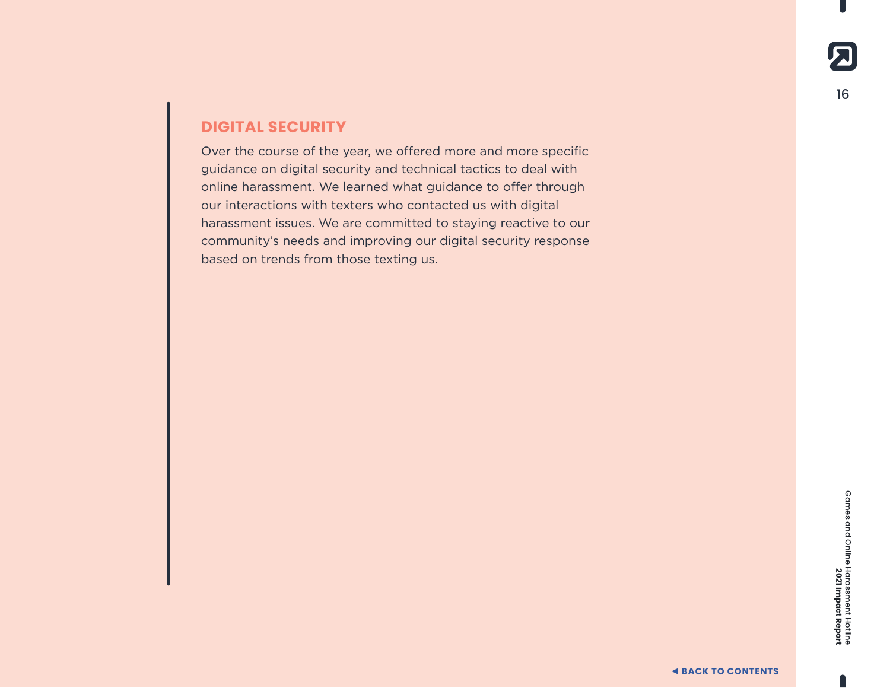## DIGITAL SECURITY

Over the course of the year, we offered more and more specific guidance on digital security and technical tactics to deal with online harassment. We learned what guidance to offer through our interactions with texters who contacted us with digital harassment issues. We are committed to staying reactive to our community's needs and improving our digital security response based on trends from those texting us.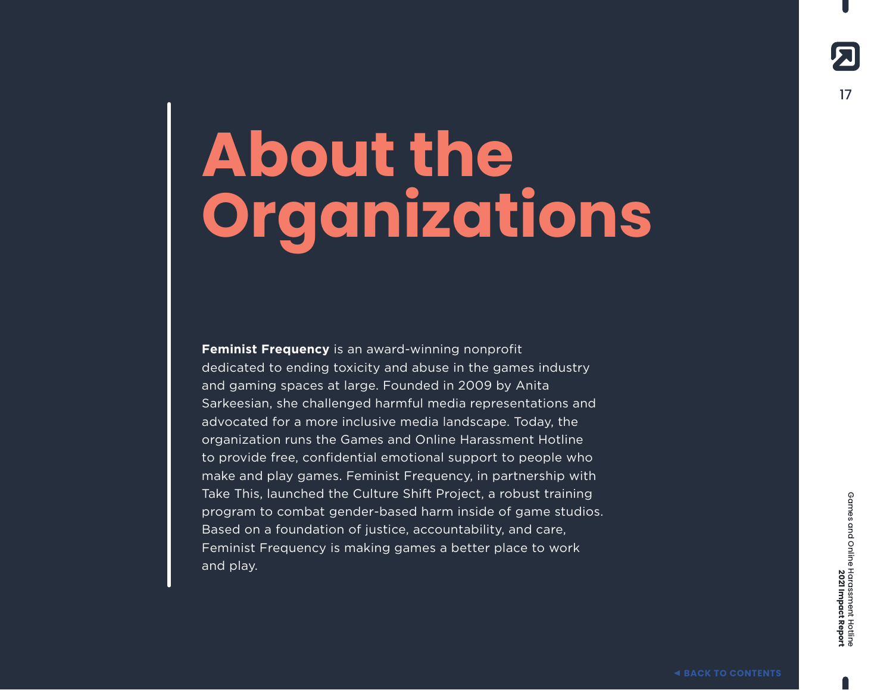# About the Organizations

**Feminist Frequency** is an award-winning nonprofit dedicated to ending toxicity and abuse in the games industry and gaming spaces at large. Founded in 2009 by Anita Sarkeesian, she challenged harmful media representations and advocated for a more inclusive media landscape. Today, the organization runs the Games and Online Harassment Hotline to provide free, confidential emotional support to people who make and play games. Feminist Frequency, in partnership with Take This, launched the Culture Shift Project, a robust training program to combat gender-based harm inside of game studios. Based on a foundation of justice, accountability, and care, Feminist Frequency is making games a better place to work and play.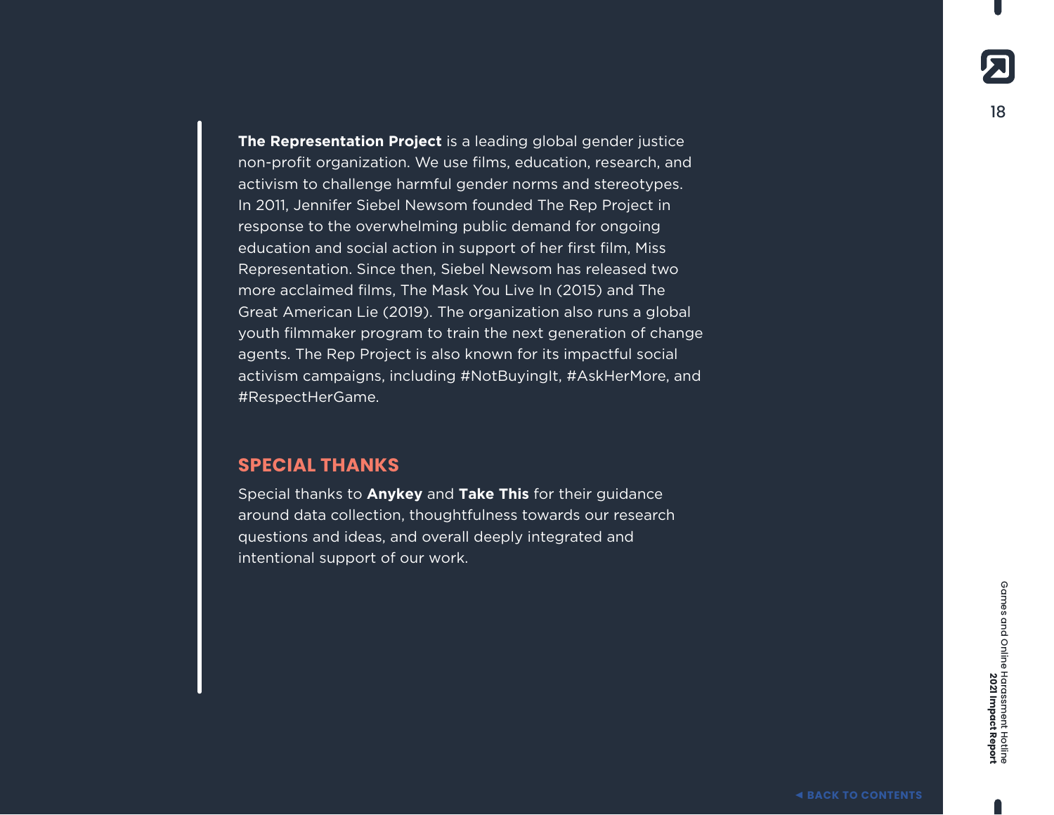**The Representation Project** is a leading global gender justice non-profit organization. We use films, education, research, and activism to challenge harmful gender norms and stereotypes. In 2011, Jennifer Siebel Newsom founded The Rep Project in response to the overwhelming public demand for ongoing education and social action in support of her first film, Miss Representation. Since then, Siebel Newsom has released two more acclaimed films, The Mask You Live In (2015) and The Great American Lie (2019). The organization also runs a global youth filmmaker program to train the next generation of change agents. The Rep Project is also known for its impactful social activism campaigns, including #NotBuyingIt, #AskHerMore, and #RespectHerGame.

## SPECIAL THANKS

Special thanks to **Anykey** and **Take This** for their guidance around data collection, thoughtfulness towards our research questions and ideas, and overall deeply integrated and intentional support of our work.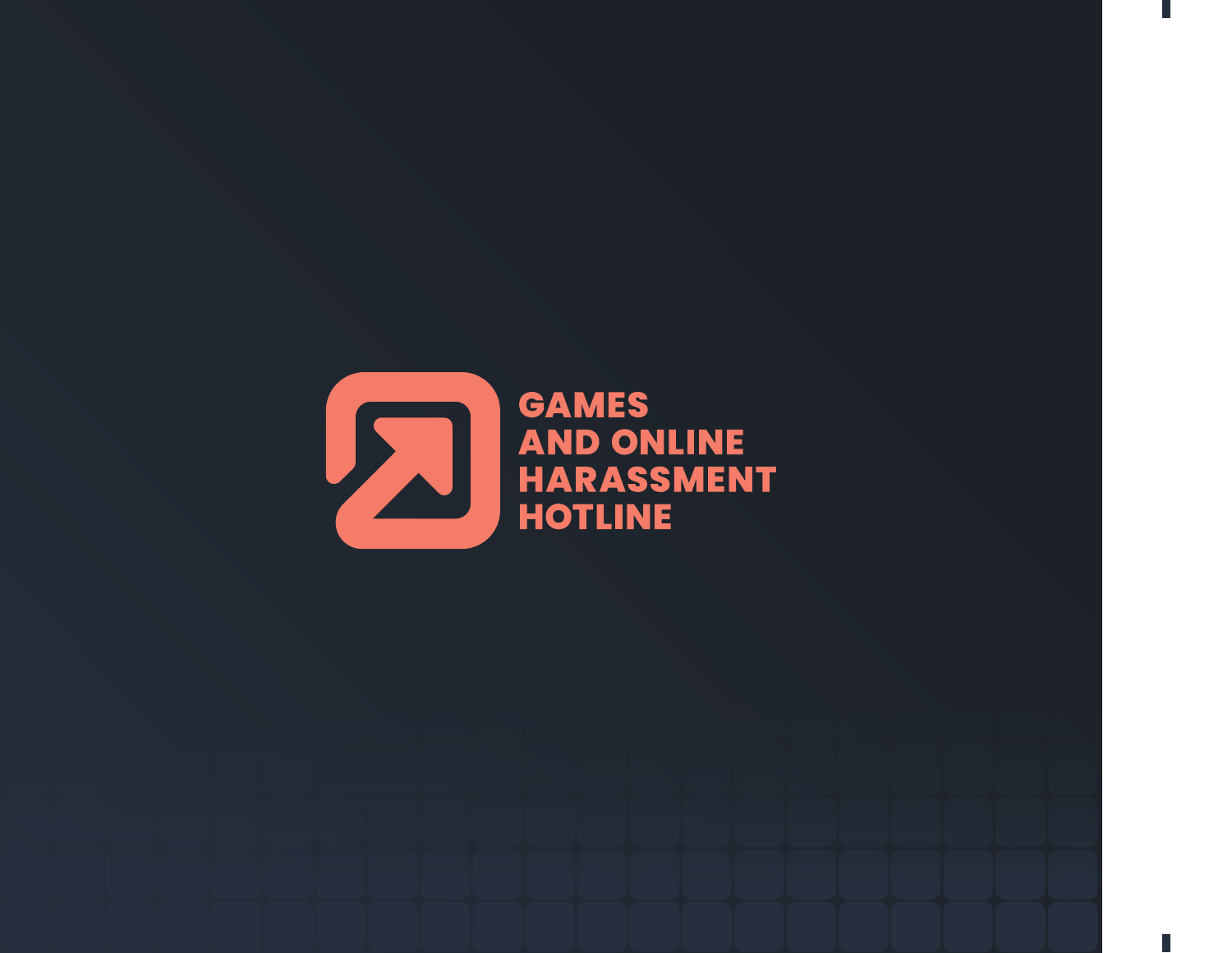GAMES
AND ONLINE
HARASSMENT
HOTLINE